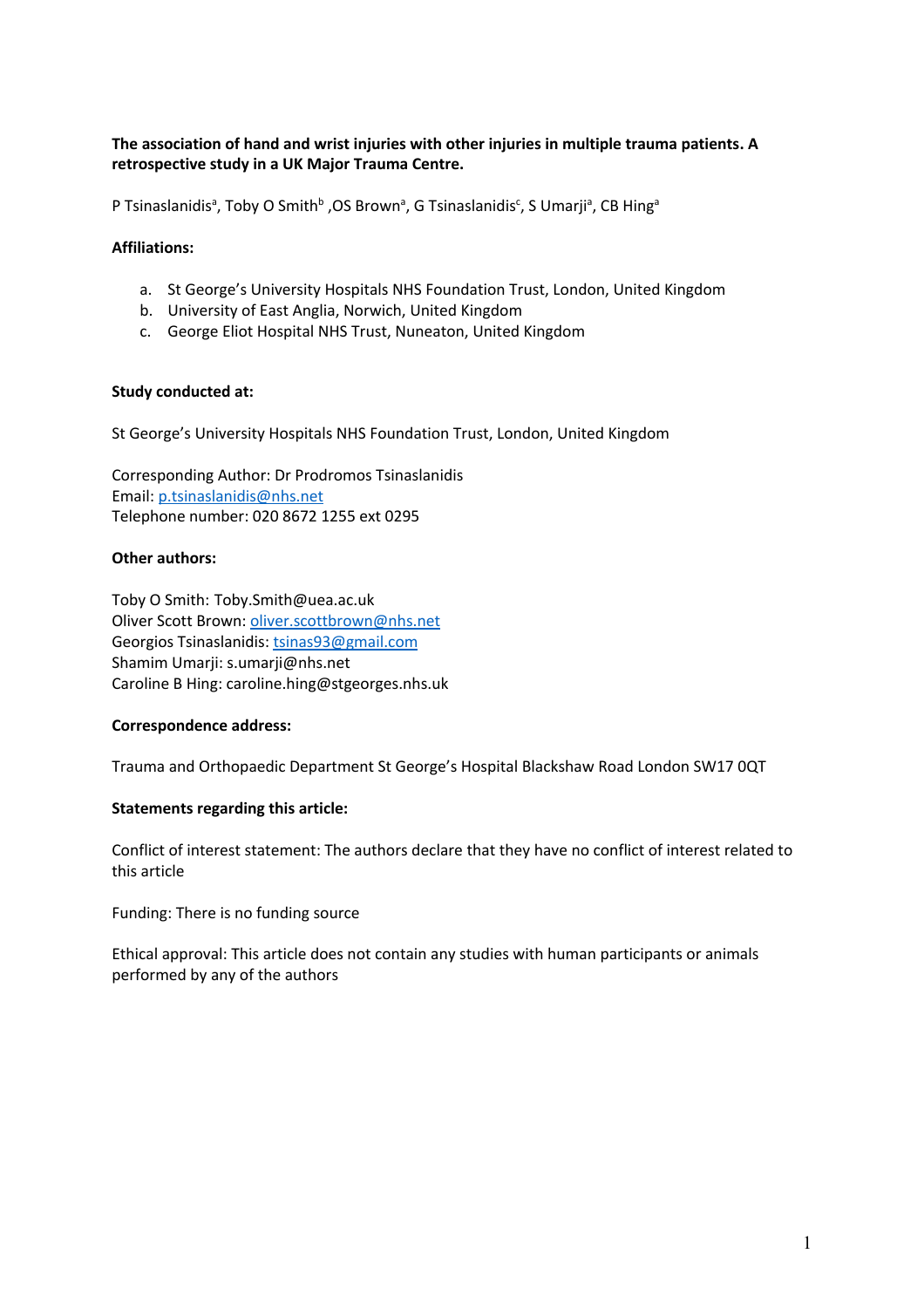**The association of hand and wrist injuries with other injuries in multiple trauma patients. A retrospective study in a UK Major Trauma Centre.**

P Tsinaslanidis[a], Toby O Smith[b] ,OS Brown[a], G Tsinaslanidis[c], S Umarji[a], CB Hing[a]

**Affiliations:**

a. St George's University Hospitals NHS Foundation Trust, London, United Kingdom
b. University of East Anglia, Norwich, United Kingdom
c. George Eliot Hospital NHS Trust, Nuneaton, United Kingdom

**Study conducted at:**

St George's University Hospitals NHS Foundation Trust, London, United Kingdom

Corresponding Author: Dr Prodromos Tsinaslanidis
Email: p.tsinaslanidis@nhs.net
Telephone number: 020 8672 1255 ext 0295

**Other authors:**

Toby O Smith: Toby.Smith@uea.ac.uk
Oliver Scott Brown: oliver.scottbrown@nhs.net
Georgios Tsinaslanidis: tsinas93@gmail.com
Shamim Umarji: s.umarji@nhs.net
Caroline B Hing: caroline.hing@stgeorges.nhs.uk

**Correspondence address:**

Trauma and Orthopaedic Department St George's Hospital Blackshaw Road London SW17 0QT

**Statements regarding this article:**

Conflict of interest statement: The authors declare that they have no conflict of interest related to this article

Funding: There is no funding source

Ethical approval: This article does not contain any studies with human participants or animals performed by any of the authors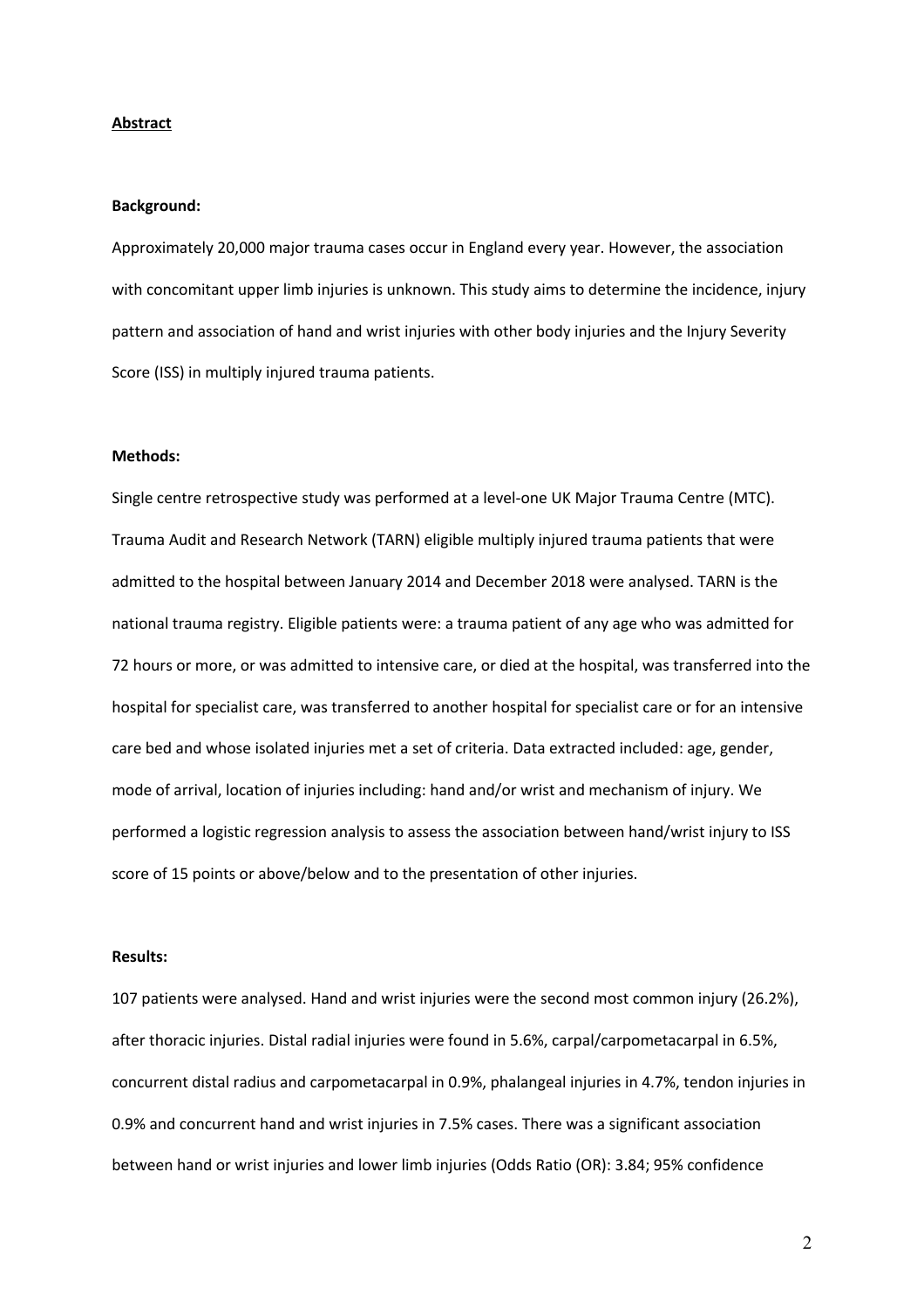## Abstract

**Background:**

Approximately 20,000 major trauma cases occur in England every year. However, the association with concomitant upper limb injuries is unknown. This study aims to determine the incidence, injury pattern and association of hand and wrist injuries with other body injuries and the Injury Severity Score (ISS) in multiply injured trauma patients.

**Methods:**

Single centre retrospective study was performed at a level-one UK Major Trauma Centre (MTC). Trauma Audit and Research Network (TARN) eligible multiply injured trauma patients that were admitted to the hospital between January 2014 and December 2018 were analysed. TARN is the national trauma registry. Eligible patients were: a trauma patient of any age who was admitted for 72 hours or more, or was admitted to intensive care, or died at the hospital, was transferred into the hospital for specialist care, was transferred to another hospital for specialist care or for an intensive care bed and whose isolated injuries met a set of criteria. Data extracted included: age, gender, mode of arrival, location of injuries including: hand and/or wrist and mechanism of injury. We performed a logistic regression analysis to assess the association between hand/wrist injury to ISS score of 15 points or above/below and to the presentation of other injuries.

**Results:**

107 patients were analysed. Hand and wrist injuries were the second most common injury (26.2%), after thoracic injuries. Distal radial injuries were found in 5.6%, carpal/carpometacarpal in 6.5%, concurrent distal radius and carpometacarpal in 0.9%, phalangeal injuries in 4.7%, tendon injuries in 0.9% and concurrent hand and wrist injuries in 7.5% cases. There was a significant association between hand or wrist injuries and lower limb injuries (Odds Ratio (OR): 3.84; 95% confidence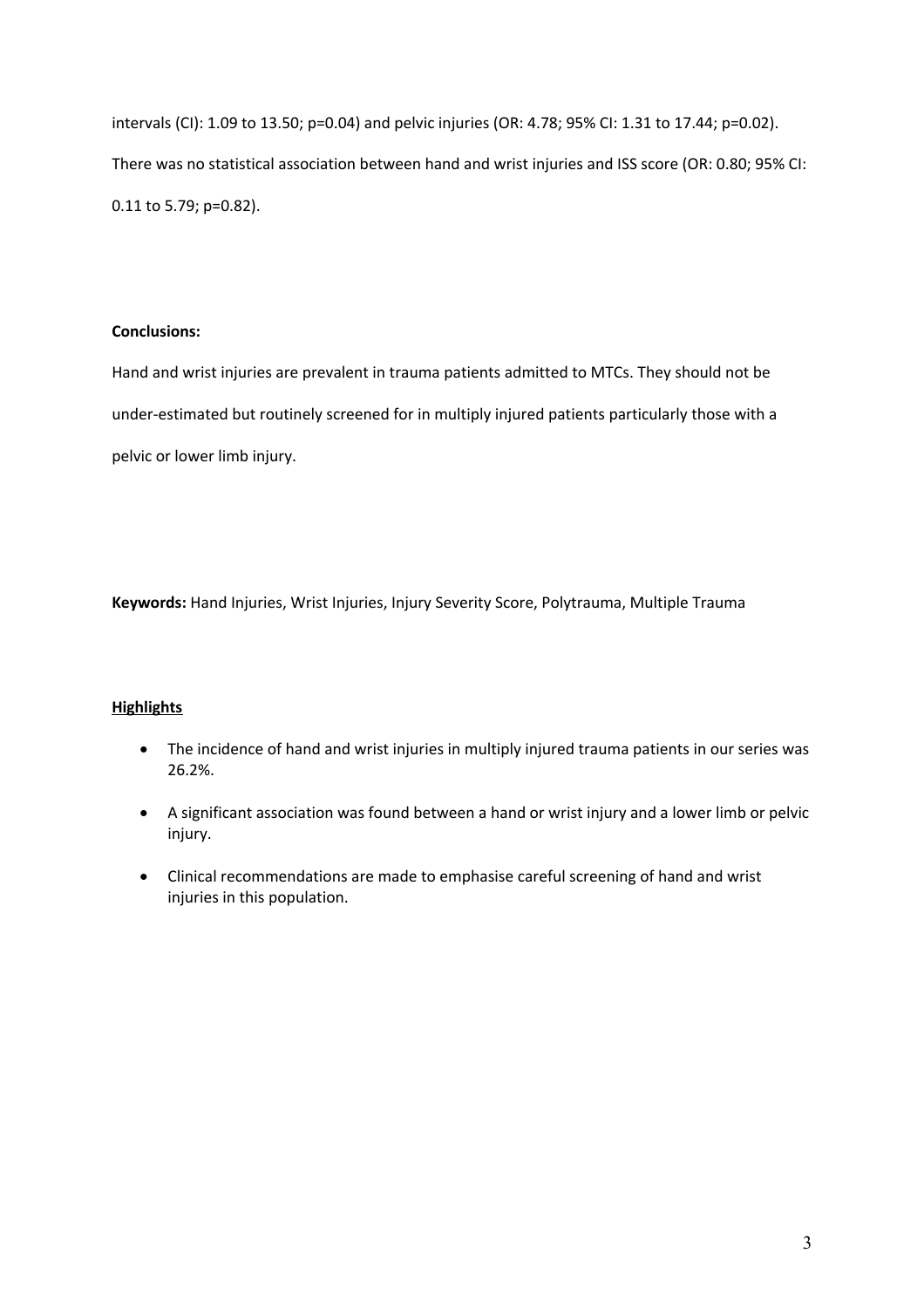intervals (CI): 1.09 to 13.50; p=0.04) and pelvic injuries (OR: 4.78; 95% CI: 1.31 to 17.44; p=0.02). There was no statistical association between hand and wrist injuries and ISS score (OR: 0.80; 95% CI: 0.11 to 5.79; p=0.82).

**Conclusions:**

Hand and wrist injuries are prevalent in trauma patients admitted to MTCs. They should not be under-estimated but routinely screened for in multiply injured patients particularly those with a pelvic or lower limb injury.

**Keywords:** Hand Injuries, Wrist Injuries, Injury Severity Score, Polytrauma, Multiple Trauma

## Highlights

- The incidence of hand and wrist injuries in multiply injured trauma patients in our series was 26.2%.
- A significant association was found between a hand or wrist injury and a lower limb or pelvic injury.
- Clinical recommendations are made to emphasise careful screening of hand and wrist injuries in this population.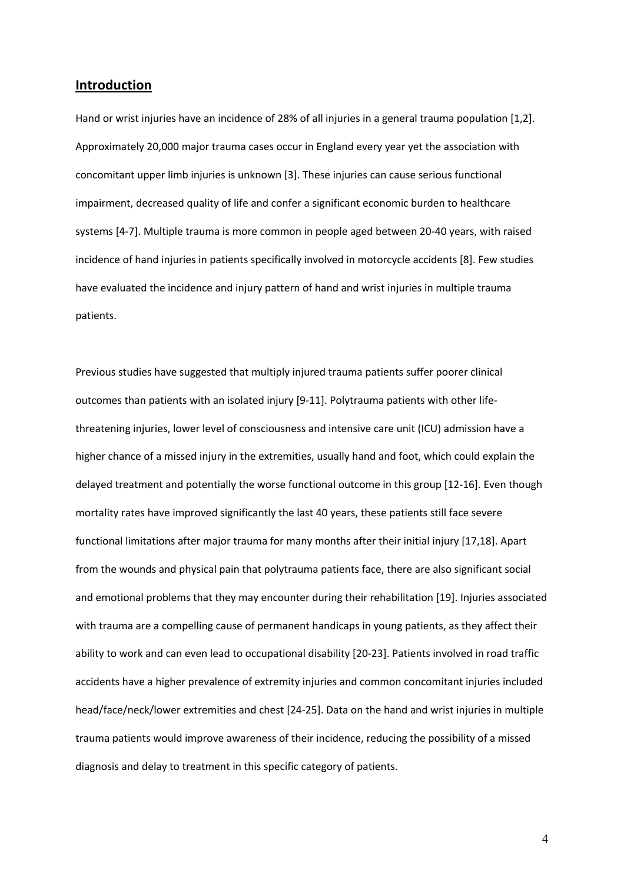## Introduction

Hand or wrist injuries have an incidence of 28% of all injuries in a general trauma population [1,2]. Approximately 20,000 major trauma cases occur in England every year yet the association with concomitant upper limb injuries is unknown [3]. These injuries can cause serious functional impairment, decreased quality of life and confer a significant economic burden to healthcare systems [4-7]. Multiple trauma is more common in people aged between 20-40 years, with raised incidence of hand injuries in patients specifically involved in motorcycle accidents [8]. Few studies have evaluated the incidence and injury pattern of hand and wrist injuries in multiple trauma patients.

Previous studies have suggested that multiply injured trauma patients suffer poorer clinical outcomes than patients with an isolated injury [9-11]. Polytrauma patients with other life-threatening injuries, lower level of consciousness and intensive care unit (ICU) admission have a higher chance of a missed injury in the extremities, usually hand and foot, which could explain the delayed treatment and potentially the worse functional outcome in this group [12-16]. Even though mortality rates have improved significantly the last 40 years, these patients still face severe functional limitations after major trauma for many months after their initial injury [17,18]. Apart from the wounds and physical pain that polytrauma patients face, there are also significant social and emotional problems that they may encounter during their rehabilitation [19]. Injuries associated with trauma are a compelling cause of permanent handicaps in young patients, as they affect their ability to work and can even lead to occupational disability [20-23]. Patients involved in road traffic accidents have a higher prevalence of extremity injuries and common concomitant injuries included head/face/neck/lower extremities and chest [24-25]. Data on the hand and wrist injuries in multiple trauma patients would improve awareness of their incidence, reducing the possibility of a missed diagnosis and delay to treatment in this specific category of patients.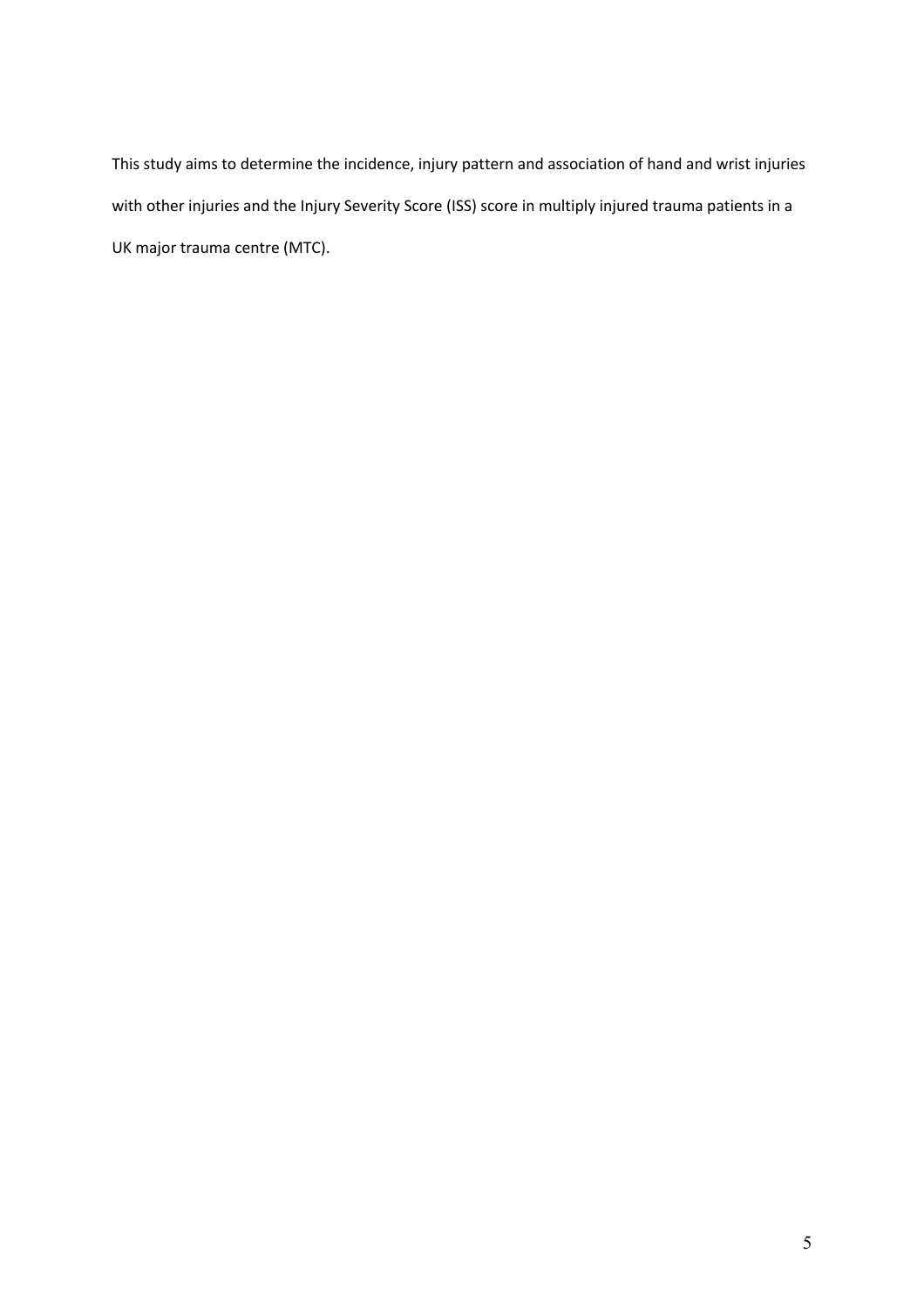This study aims to determine the incidence, injury pattern and association of hand and wrist injuries with other injuries and the Injury Severity Score (ISS) score in multiply injured trauma patients in a UK major trauma centre (MTC).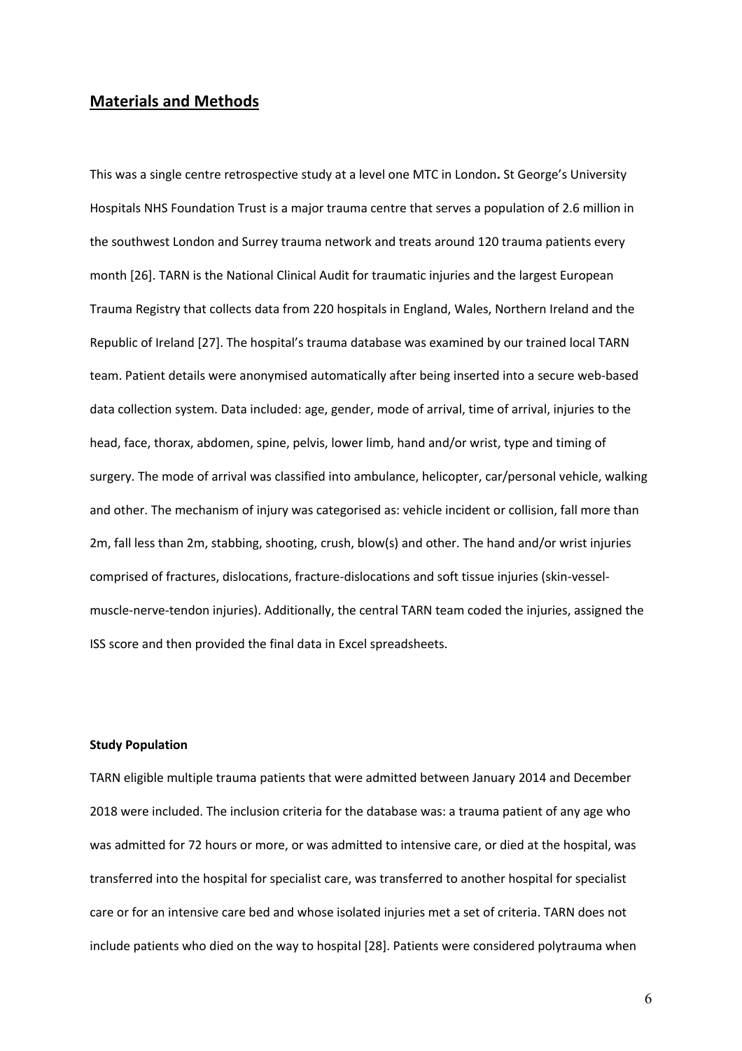## Materials and Methods

This was a single centre retrospective study at a level one MTC in London**.** St George's University Hospitals NHS Foundation Trust is a major trauma centre that serves a population of 2.6 million in the southwest London and Surrey trauma network and treats around 120 trauma patients every month [26]. TARN is the National Clinical Audit for traumatic injuries and the largest European Trauma Registry that collects data from 220 hospitals in England, Wales, Northern Ireland and the Republic of Ireland [27]. The hospital's trauma database was examined by our trained local TARN team. Patient details were anonymised automatically after being inserted into a secure web-based data collection system. Data included: age, gender, mode of arrival, time of arrival, injuries to the head, face, thorax, abdomen, spine, pelvis, lower limb, hand and/or wrist, type and timing of surgery. The mode of arrival was classified into ambulance, helicopter, car/personal vehicle, walking and other. The mechanism of injury was categorised as: vehicle incident or collision, fall more than 2m, fall less than 2m, stabbing, shooting, crush, blow(s) and other. The hand and/or wrist injuries comprised of fractures, dislocations, fracture-dislocations and soft tissue injuries (skin-vessel-muscle-nerve-tendon injuries). Additionally, the central TARN team coded the injuries, assigned the ISS score and then provided the final data in Excel spreadsheets.

#### Study Population

TARN eligible multiple trauma patients that were admitted between January 2014 and December 2018 were included. The inclusion criteria for the database was: a trauma patient of any age who was admitted for 72 hours or more, or was admitted to intensive care, or died at the hospital, was transferred into the hospital for specialist care, was transferred to another hospital for specialist care or for an intensive care bed and whose isolated injuries met a set of criteria. TARN does not include patients who died on the way to hospital [28]. Patients were considered polytrauma when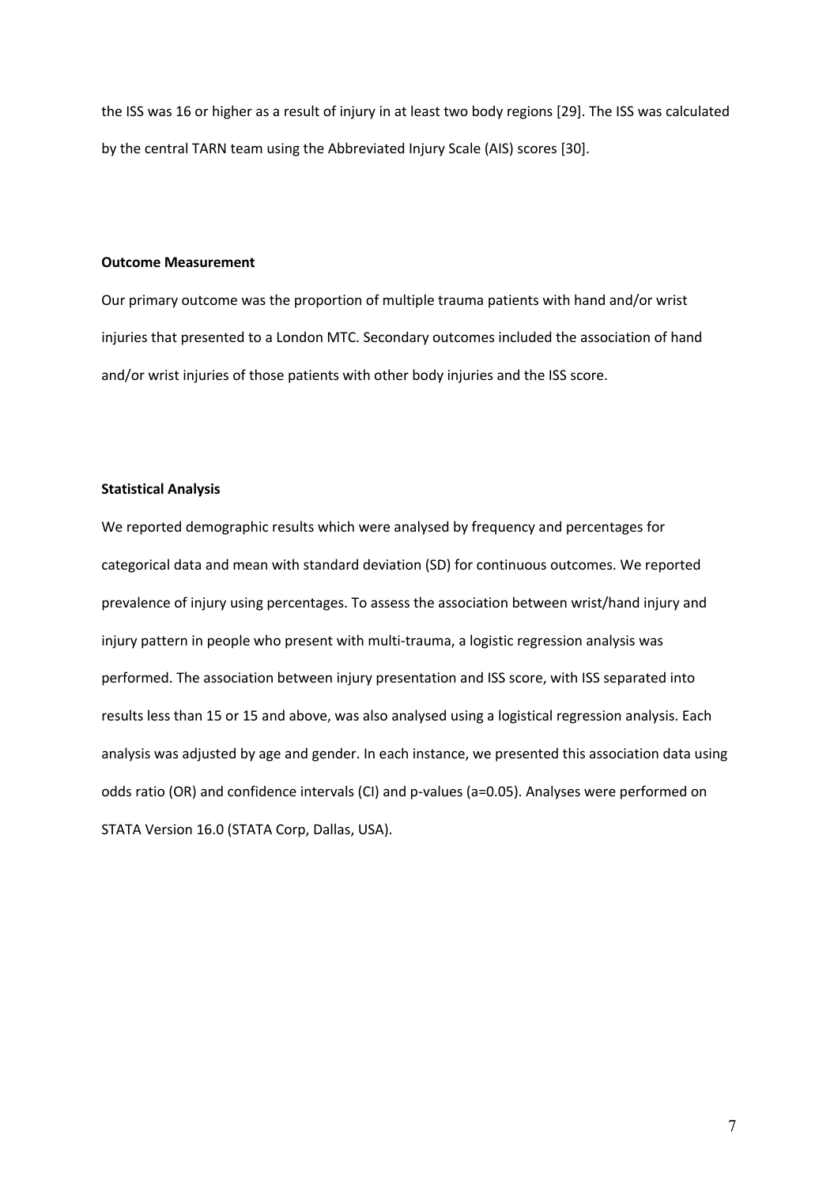the ISS was 16 or higher as a result of injury in at least two body regions [29]. The ISS was calculated by the central TARN team using the Abbreviated Injury Scale (AIS) scores [30].

**Outcome Measurement**

Our primary outcome was the proportion of multiple trauma patients with hand and/or wrist injuries that presented to a London MTC. Secondary outcomes included the association of hand and/or wrist injuries of those patients with other body injuries and the ISS score.

**Statistical Analysis**

We reported demographic results which were analysed by frequency and percentages for categorical data and mean with standard deviation (SD) for continuous outcomes. We reported prevalence of injury using percentages. To assess the association between wrist/hand injury and injury pattern in people who present with multi-trauma, a logistic regression analysis was performed. The association between injury presentation and ISS score, with ISS separated into results less than 15 or 15 and above, was also analysed using a logistical regression analysis. Each analysis was adjusted by age and gender. In each instance, we presented this association data using odds ratio (OR) and confidence intervals (CI) and p-values (a=0.05). Analyses were performed on STATA Version 16.0 (STATA Corp, Dallas, USA).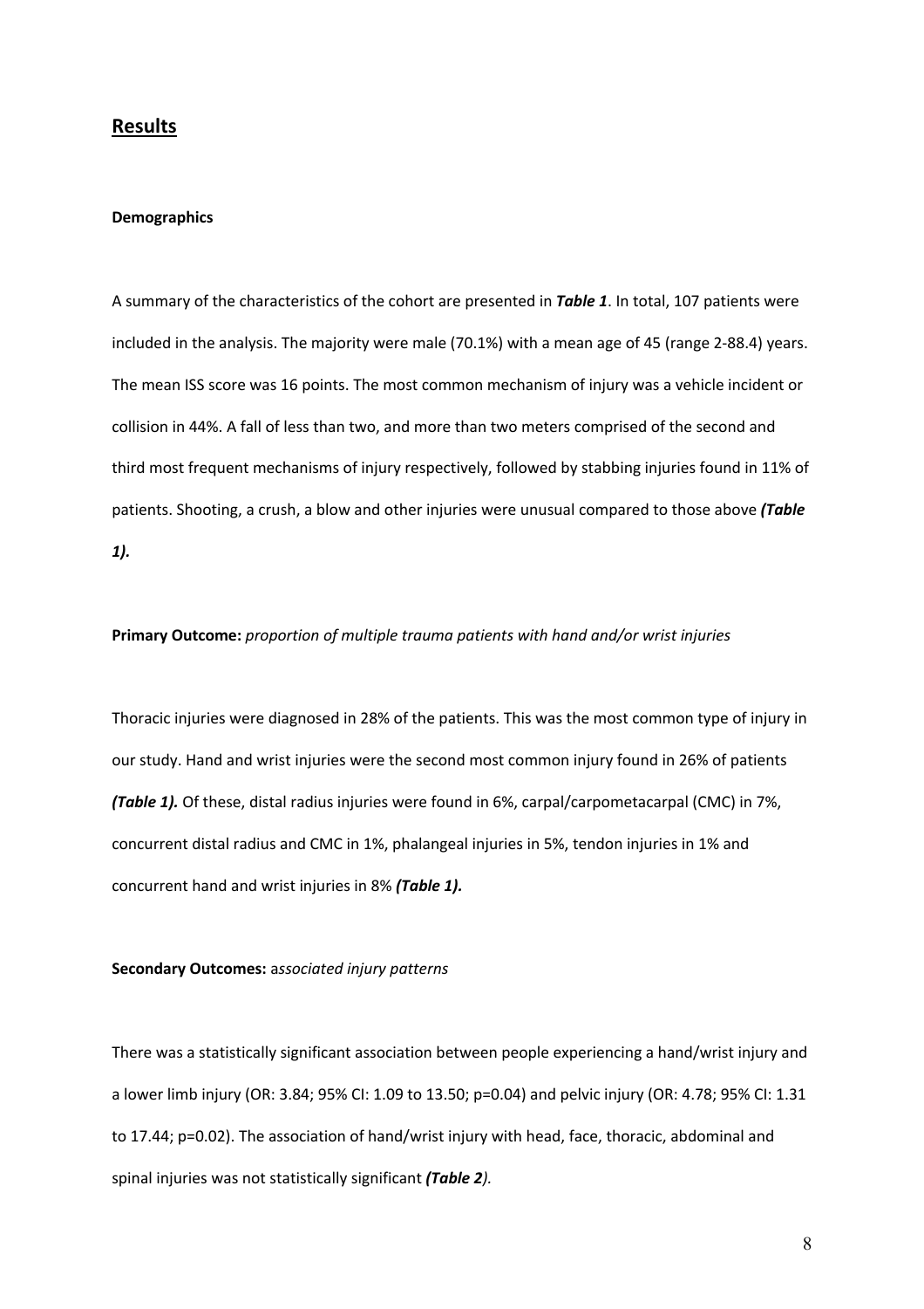## Results

**Demographics**

A summary of the characteristics of the cohort are presented in ***Table 1***. In total, 107 patients were included in the analysis. The majority were male (70.1%) with a mean age of 45 (range 2-88.4) years. The mean ISS score was 16 points. The most common mechanism of injury was a vehicle incident or collision in 44%. A fall of less than two, and more than two meters comprised of the second and third most frequent mechanisms of injury respectively, followed by stabbing injuries found in 11% of patients. Shooting, a crush, a blow and other injuries were unusual compared to those above ***(Table 1).***

**Primary Outcome:** *proportion of multiple trauma patients with hand and/or wrist injuries*

Thoracic injuries were diagnosed in 28% of the patients. This was the most common type of injury in our study. Hand and wrist injuries were the second most common injury found in 26% of patients ***(Table 1).*** Of these, distal radius injuries were found in 6%, carpal/carpometacarpal (CMC) in 7%, concurrent distal radius and CMC in 1%, phalangeal injuries in 5%, tendon injuries in 1% and concurrent hand and wrist injuries in 8% ***(Table 1).***

**Secondary Outcomes:** a*ssociated injury patterns*

There was a statistically significant association between people experiencing a hand/wrist injury and a lower limb injury (OR: 3.84; 95% CI: 1.09 to 13.50; p=0.04) and pelvic injury (OR: 4.78; 95% CI: 1.31 to 17.44; p=0.02). The association of hand/wrist injury with head, face, thoracic, abdominal and spinal injuries was not statistically significant ***(Table 2****).*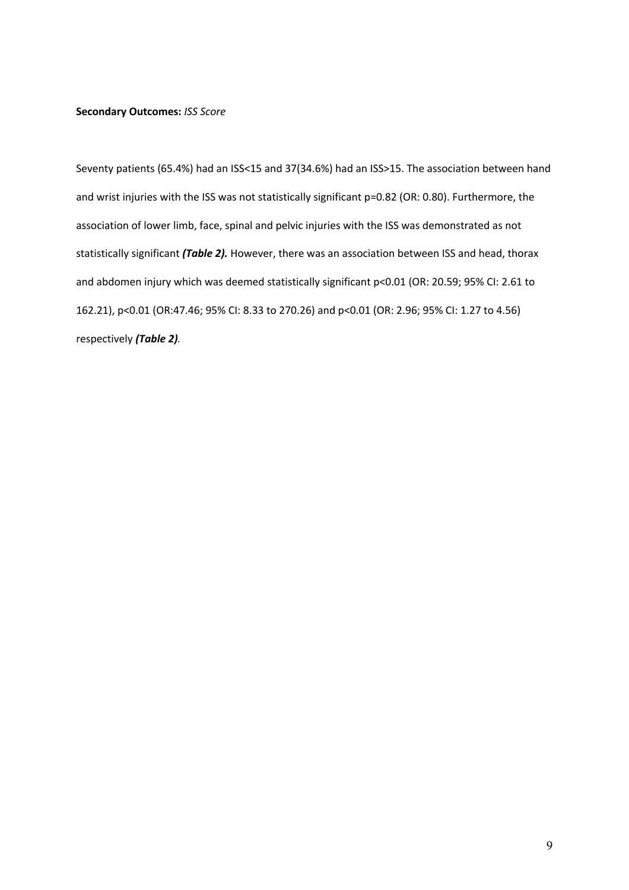**Secondary Outcomes:** *ISS Score*

Seventy patients (65.4%) had an ISS<15 and 37(34.6%) had an ISS>15. The association between hand and wrist injuries with the ISS was not statistically significant p=0.82 (OR: 0.80). Furthermore, the association of lower limb, face, spinal and pelvic injuries with the ISS was demonstrated as not statistically significant ***(Table 2).*** However, there was an association between ISS and head, thorax and abdomen injury which was deemed statistically significant p<0.01 (OR: 20.59; 95% CI: 2.61 to 162.21), p<0.01 (OR:47.46; 95% CI: 8.33 to 270.26) and p<0.01 (OR: 2.96; 95% CI: 1.27 to 4.56) respectively ***(Table 2)***.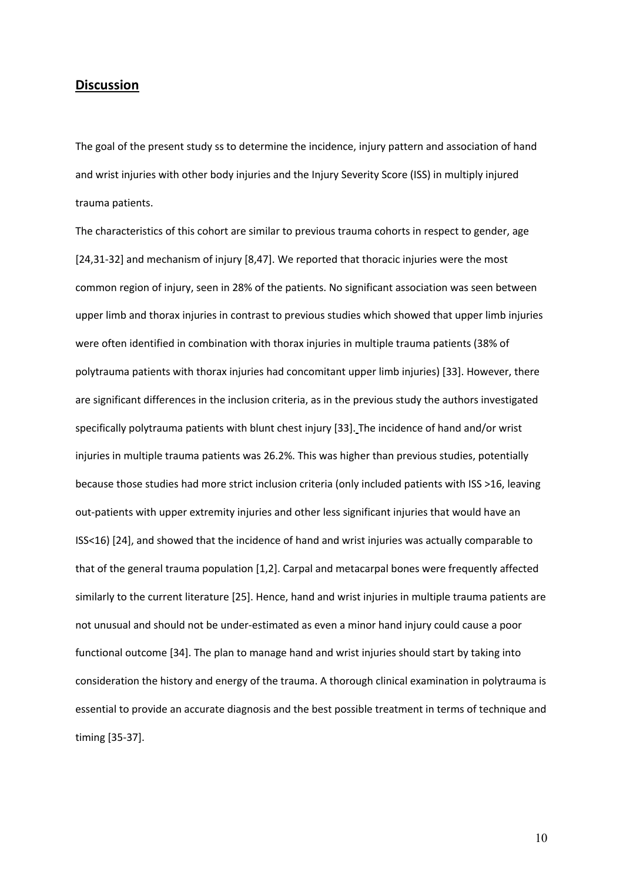## Discussion

The goal of the present study ss to determine the incidence, injury pattern and association of hand and wrist injuries with other body injuries and the Injury Severity Score (ISS) in multiply injured trauma patients.

The characteristics of this cohort are similar to previous trauma cohorts in respect to gender, age [24,31-32] and mechanism of injury [8,47]. We reported that thoracic injuries were the most common region of injury, seen in 28% of the patients. No significant association was seen between upper limb and thorax injuries in contrast to previous studies which showed that upper limb injuries were often identified in combination with thorax injuries in multiple trauma patients (38% of polytrauma patients with thorax injuries had concomitant upper limb injuries) [33]. However, there are significant differences in the inclusion criteria, as in the previous study the authors investigated specifically polytrauma patients with blunt chest injury [33]. The incidence of hand and/or wrist injuries in multiple trauma patients was 26.2%. This was higher than previous studies, potentially because those studies had more strict inclusion criteria (only included patients with ISS >16, leaving out-patients with upper extremity injuries and other less significant injuries that would have an ISS<16) [24], and showed that the incidence of hand and wrist injuries was actually comparable to that of the general trauma population [1,2]. Carpal and metacarpal bones were frequently affected similarly to the current literature [25]. Hence, hand and wrist injuries in multiple trauma patients are not unusual and should not be under-estimated as even a minor hand injury could cause a poor functional outcome [34]. The plan to manage hand and wrist injuries should start by taking into consideration the history and energy of the trauma. A thorough clinical examination in polytrauma is essential to provide an accurate diagnosis and the best possible treatment in terms of technique and timing [35-37].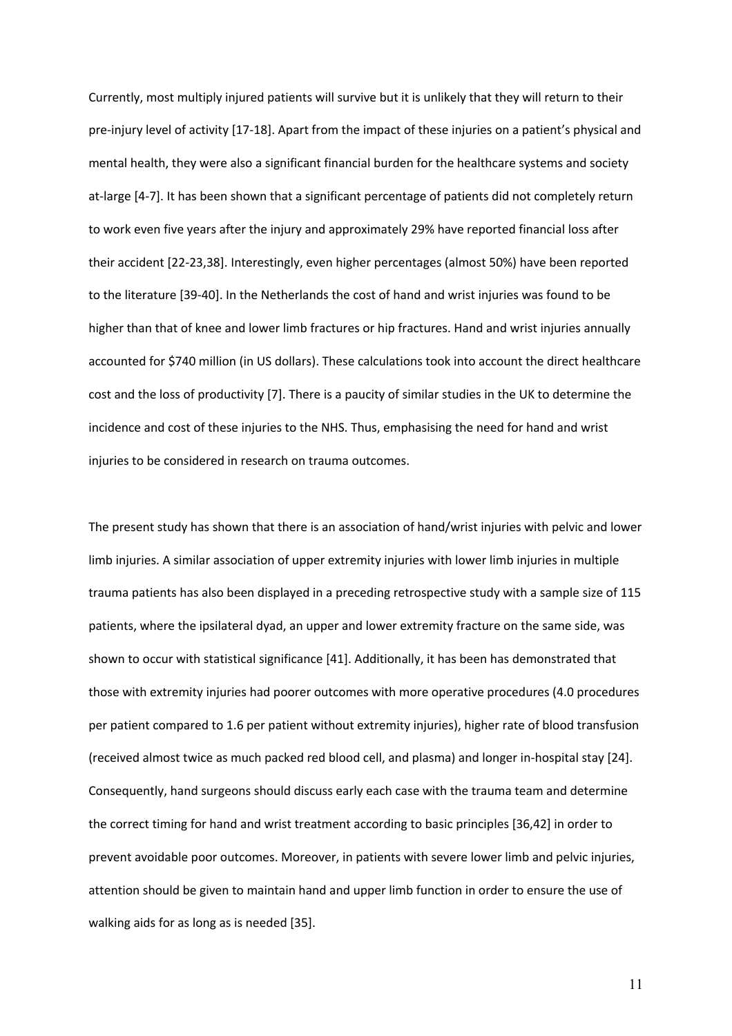Currently, most multiply injured patients will survive but it is unlikely that they will return to their pre-injury level of activity [17-18]. Apart from the impact of these injuries on a patient's physical and mental health, they were also a significant financial burden for the healthcare systems and society at-large [4-7]. It has been shown that a significant percentage of patients did not completely return to work even five years after the injury and approximately 29% have reported financial loss after their accident [22-23,38]. Interestingly, even higher percentages (almost 50%) have been reported to the literature [39-40]. In the Netherlands the cost of hand and wrist injuries was found to be higher than that of knee and lower limb fractures or hip fractures. Hand and wrist injuries annually accounted for $740 million (in US dollars). These calculations took into account the direct healthcare cost and the loss of productivity [7]. There is a paucity of similar studies in the UK to determine the incidence and cost of these injuries to the NHS. Thus, emphasising the need for hand and wrist injuries to be considered in research on trauma outcomes.

The present study has shown that there is an association of hand/wrist injuries with pelvic and lower limb injuries. A similar association of upper extremity injuries with lower limb injuries in multiple trauma patients has also been displayed in a preceding retrospective study with a sample size of 115 patients, where the ipsilateral dyad, an upper and lower extremity fracture on the same side, was shown to occur with statistical significance [41]. Additionally, it has been has demonstrated that those with extremity injuries had poorer outcomes with more operative procedures (4.0 procedures per patient compared to 1.6 per patient without extremity injuries), higher rate of blood transfusion (received almost twice as much packed red blood cell, and plasma) and longer in-hospital stay [24]. Consequently, hand surgeons should discuss early each case with the trauma team and determine the correct timing for hand and wrist treatment according to basic principles [36,42] in order to prevent avoidable poor outcomes. Moreover, in patients with severe lower limb and pelvic injuries, attention should be given to maintain hand and upper limb function in order to ensure the use of walking aids for as long as is needed [35].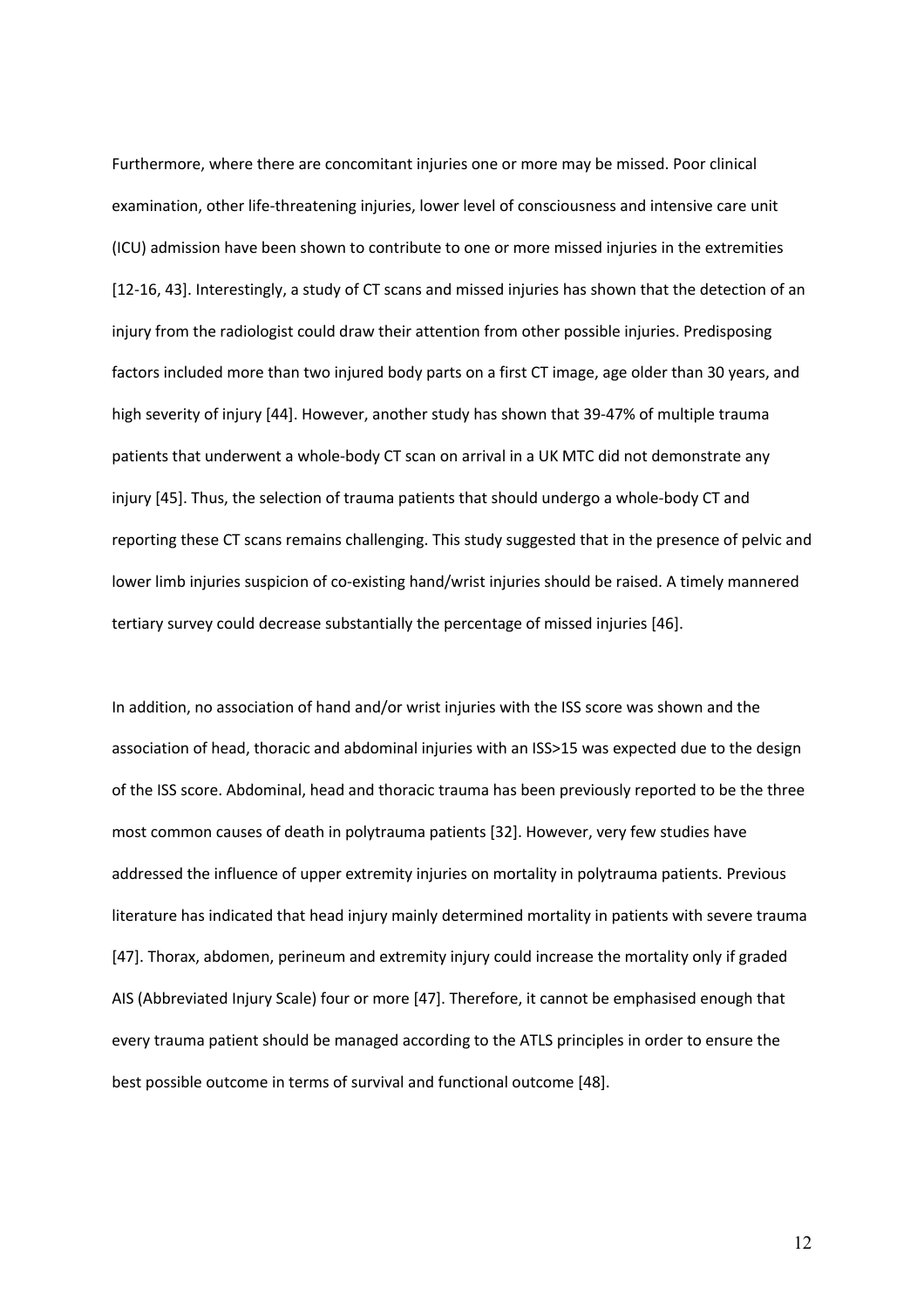Furthermore, where there are concomitant injuries one or more may be missed. Poor clinical examination, other life-threatening injuries, lower level of consciousness and intensive care unit (ICU) admission have been shown to contribute to one or more missed injuries in the extremities [12-16, 43]. Interestingly, a study of CT scans and missed injuries has shown that the detection of an injury from the radiologist could draw their attention from other possible injuries. Predisposing factors included more than two injured body parts on a first CT image, age older than 30 years, and high severity of injury [44]. However, another study has shown that 39-47% of multiple trauma patients that underwent a whole-body CT scan on arrival in a UK MTC did not demonstrate any injury [45]. Thus, the selection of trauma patients that should undergo a whole-body CT and reporting these CT scans remains challenging. This study suggested that in the presence of pelvic and lower limb injuries suspicion of co-existing hand/wrist injuries should be raised. A timely mannered tertiary survey could decrease substantially the percentage of missed injuries [46].

In addition, no association of hand and/or wrist injuries with the ISS score was shown and the association of head, thoracic and abdominal injuries with an ISS>15 was expected due to the design of the ISS score. Abdominal, head and thoracic trauma has been previously reported to be the three most common causes of death in polytrauma patients [32]. However, very few studies have addressed the influence of upper extremity injuries on mortality in polytrauma patients. Previous literature has indicated that head injury mainly determined mortality in patients with severe trauma [47]. Thorax, abdomen, perineum and extremity injury could increase the mortality only if graded AIS (Abbreviated Injury Scale) four or more [47]. Therefore, it cannot be emphasised enough that every trauma patient should be managed according to the ATLS principles in order to ensure the best possible outcome in terms of survival and functional outcome [48].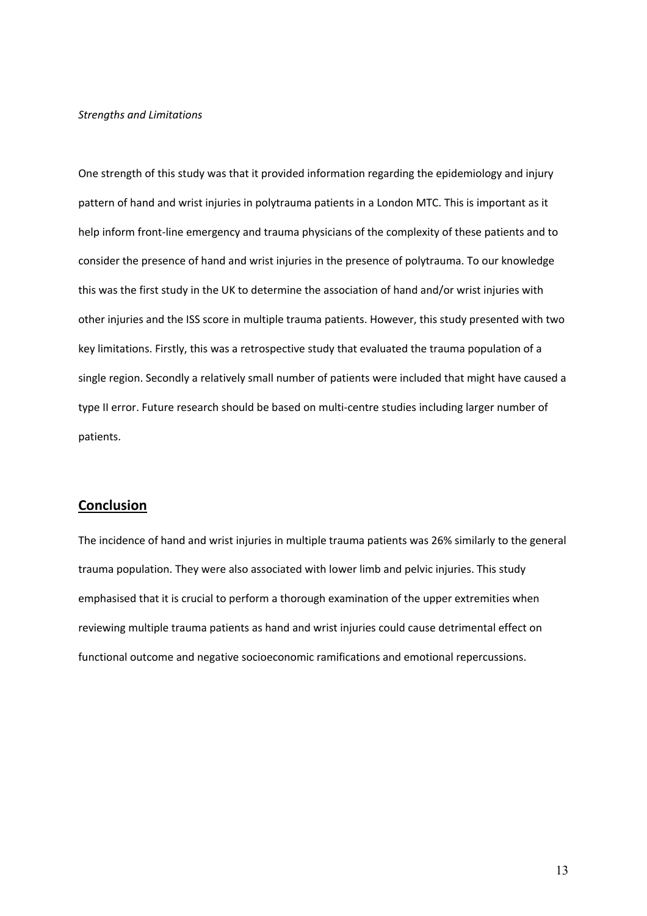*Strengths and Limitations*

One strength of this study was that it provided information regarding the epidemiology and injury pattern of hand and wrist injuries in polytrauma patients in a London MTC. This is important as it help inform front-line emergency and trauma physicians of the complexity of these patients and to consider the presence of hand and wrist injuries in the presence of polytrauma. To our knowledge this was the first study in the UK to determine the association of hand and/or wrist injuries with other injuries and the ISS score in multiple trauma patients. However, this study presented with two key limitations. Firstly, this was a retrospective study that evaluated the trauma population of a single region. Secondly a relatively small number of patients were included that might have caused a type II error. Future research should be based on multi-centre studies including larger number of patients.

## Conclusion

The incidence of hand and wrist injuries in multiple trauma patients was 26% similarly to the general trauma population. They were also associated with lower limb and pelvic injuries. This study emphasised that it is crucial to perform a thorough examination of the upper extremities when reviewing multiple trauma patients as hand and wrist injuries could cause detrimental effect on functional outcome and negative socioeconomic ramifications and emotional repercussions.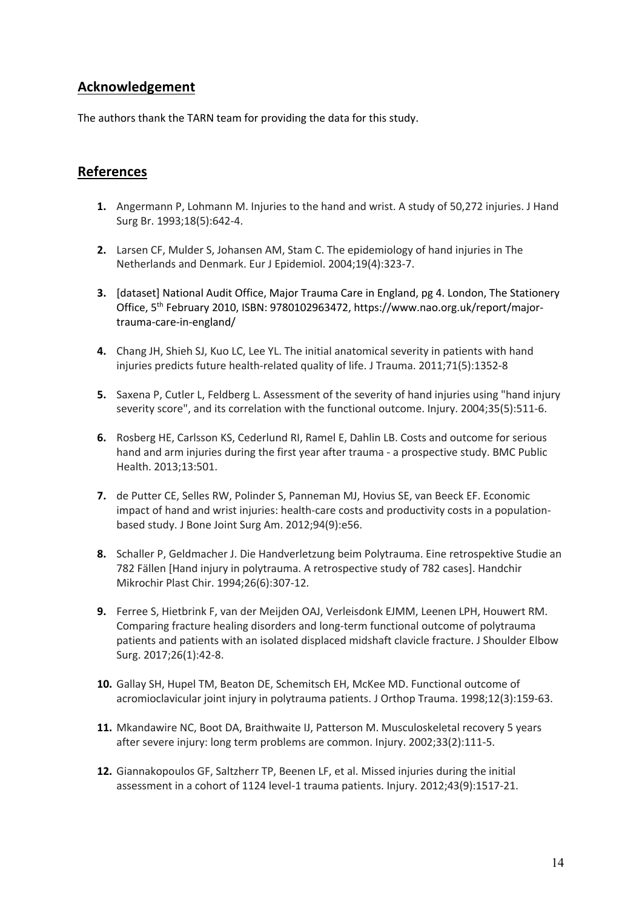## Acknowledgement

The authors thank the TARN team for providing the data for this study.

## References

1. Angermann P, Lohmann M. Injuries to the hand and wrist. A study of 50,272 injuries. J Hand Surg Br. 1993;18(5):642-4.

2. Larsen CF, Mulder S, Johansen AM, Stam C. The epidemiology of hand injuries in The Netherlands and Denmark. Eur J Epidemiol. 2004;19(4):323-7.

3. [dataset] National Audit Office, Major Trauma Care in England, pg 4. London, The Stationery Office, 5th February 2010, ISBN: 9780102963472, https://www.nao.org.uk/report/major-trauma-care-in-england/

4. Chang JH, Shieh SJ, Kuo LC, Lee YL. The initial anatomical severity in patients with hand injuries predicts future health-related quality of life. J Trauma. 2011;71(5):1352-8

5. Saxena P, Cutler L, Feldberg L. Assessment of the severity of hand injuries using "hand injury severity score", and its correlation with the functional outcome. Injury. 2004;35(5):511-6.

6. Rosberg HE, Carlsson KS, Cederlund RI, Ramel E, Dahlin LB. Costs and outcome for serious hand and arm injuries during the first year after trauma - a prospective study. BMC Public Health. 2013;13:501.

7. de Putter CE, Selles RW, Polinder S, Panneman MJ, Hovius SE, van Beeck EF. Economic impact of hand and wrist injuries: health-care costs and productivity costs in a population-based study. J Bone Joint Surg Am. 2012;94(9):e56.

8. Schaller P, Geldmacher J. Die Handverletzung beim Polytrauma. Eine retrospektive Studie an 782 Fällen [Hand injury in polytrauma. A retrospective study of 782 cases]. Handchir Mikrochir Plast Chir. 1994;26(6):307-12.

9. Ferree S, Hietbrink F, van der Meijden OAJ, Verleisdonk EJMM, Leenen LPH, Houwert RM. Comparing fracture healing disorders and long-term functional outcome of polytrauma patients and patients with an isolated displaced midshaft clavicle fracture. J Shoulder Elbow Surg. 2017;26(1):42-8.

10. Gallay SH, Hupel TM, Beaton DE, Schemitsch EH, McKee MD. Functional outcome of acromioclavicular joint injury in polytrauma patients. J Orthop Trauma. 1998;12(3):159-63.

11. Mkandawire NC, Boot DA, Braithwaite IJ, Patterson M. Musculoskeletal recovery 5 years after severe injury: long term problems are common. Injury. 2002;33(2):111-5.

12. Giannakopoulos GF, Saltzherr TP, Beenen LF, et al. Missed injuries during the initial assessment in a cohort of 1124 level-1 trauma patients. Injury. 2012;43(9):1517-21.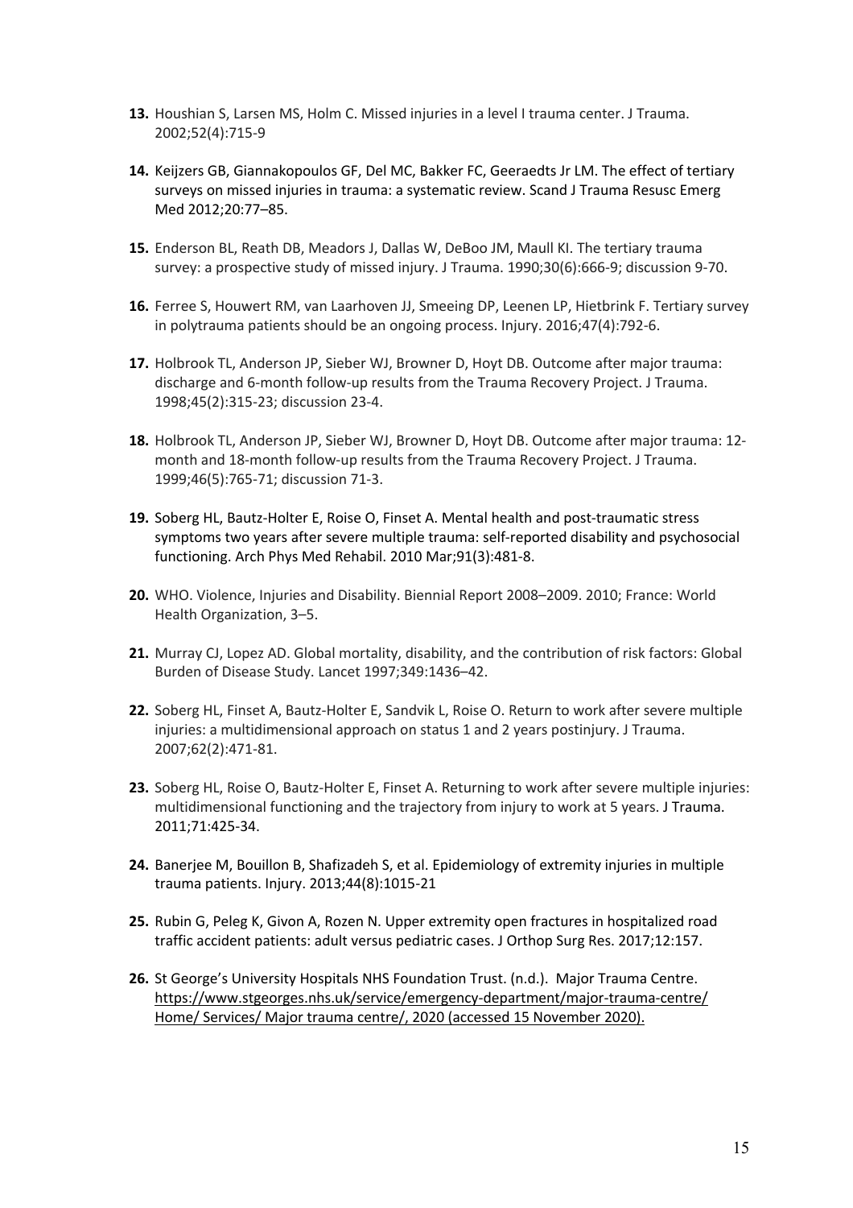**13.** Houshian S, Larsen MS, Holm C. Missed injuries in a level I trauma center. J Trauma. 2002;52(4):715-9

**14.** Keijzers GB, Giannakopoulos GF, Del MC, Bakker FC, Geeraedts Jr LM. The effect of tertiary surveys on missed injuries in trauma: a systematic review. Scand J Trauma Resusc Emerg Med 2012;20:77–85.

**15.** Enderson BL, Reath DB, Meadors J, Dallas W, DeBoo JM, Maull KI. The tertiary trauma survey: a prospective study of missed injury. J Trauma. 1990;30(6):666-9; discussion 9-70.

**16.** Ferree S, Houwert RM, van Laarhoven JJ, Smeeing DP, Leenen LP, Hietbrink F. Tertiary survey in polytrauma patients should be an ongoing process. Injury. 2016;47(4):792-6.

**17.** Holbrook TL, Anderson JP, Sieber WJ, Browner D, Hoyt DB. Outcome after major trauma: discharge and 6-month follow-up results from the Trauma Recovery Project. J Trauma. 1998;45(2):315-23; discussion 23-4.

**18.** Holbrook TL, Anderson JP, Sieber WJ, Browner D, Hoyt DB. Outcome after major trauma: 12-month and 18-month follow-up results from the Trauma Recovery Project. J Trauma. 1999;46(5):765-71; discussion 71-3.

**19.** Soberg HL, Bautz-Holter E, Roise O, Finset A. Mental health and post-traumatic stress symptoms two years after severe multiple trauma: self-reported disability and psychosocial functioning. Arch Phys Med Rehabil. 2010 Mar;91(3):481-8.

**20.** WHO. Violence, Injuries and Disability. Biennial Report 2008–2009. 2010; France: World Health Organization, 3–5.

**21.** Murray CJ, Lopez AD. Global mortality, disability, and the contribution of risk factors: Global Burden of Disease Study. Lancet 1997;349:1436–42.

**22.** Soberg HL, Finset A, Bautz-Holter E, Sandvik L, Roise O. Return to work after severe multiple injuries: a multidimensional approach on status 1 and 2 years postinjury. J Trauma. 2007;62(2):471-81.

**23.** Soberg HL, Roise O, Bautz-Holter E, Finset A. Returning to work after severe multiple injuries: multidimensional functioning and the trajectory from injury to work at 5 years. J Trauma. 2011;71:425-34.

**24.** Banerjee M, Bouillon B, Shafizadeh S, et al. Epidemiology of extremity injuries in multiple trauma patients. Injury. 2013;44(8):1015-21

**25.** Rubin G, Peleg K, Givon A, Rozen N. Upper extremity open fractures in hospitalized road traffic accident patients: adult versus pediatric cases. J Orthop Surg Res. 2017;12:157.

**26.** St George's University Hospitals NHS Foundation Trust. (n.d.). Major Trauma Centre. https://www.stgeorges.nhs.uk/service/emergency-department/major-trauma-centre/ Home/ Services/ Major trauma centre/, 2020 (accessed 15 November 2020).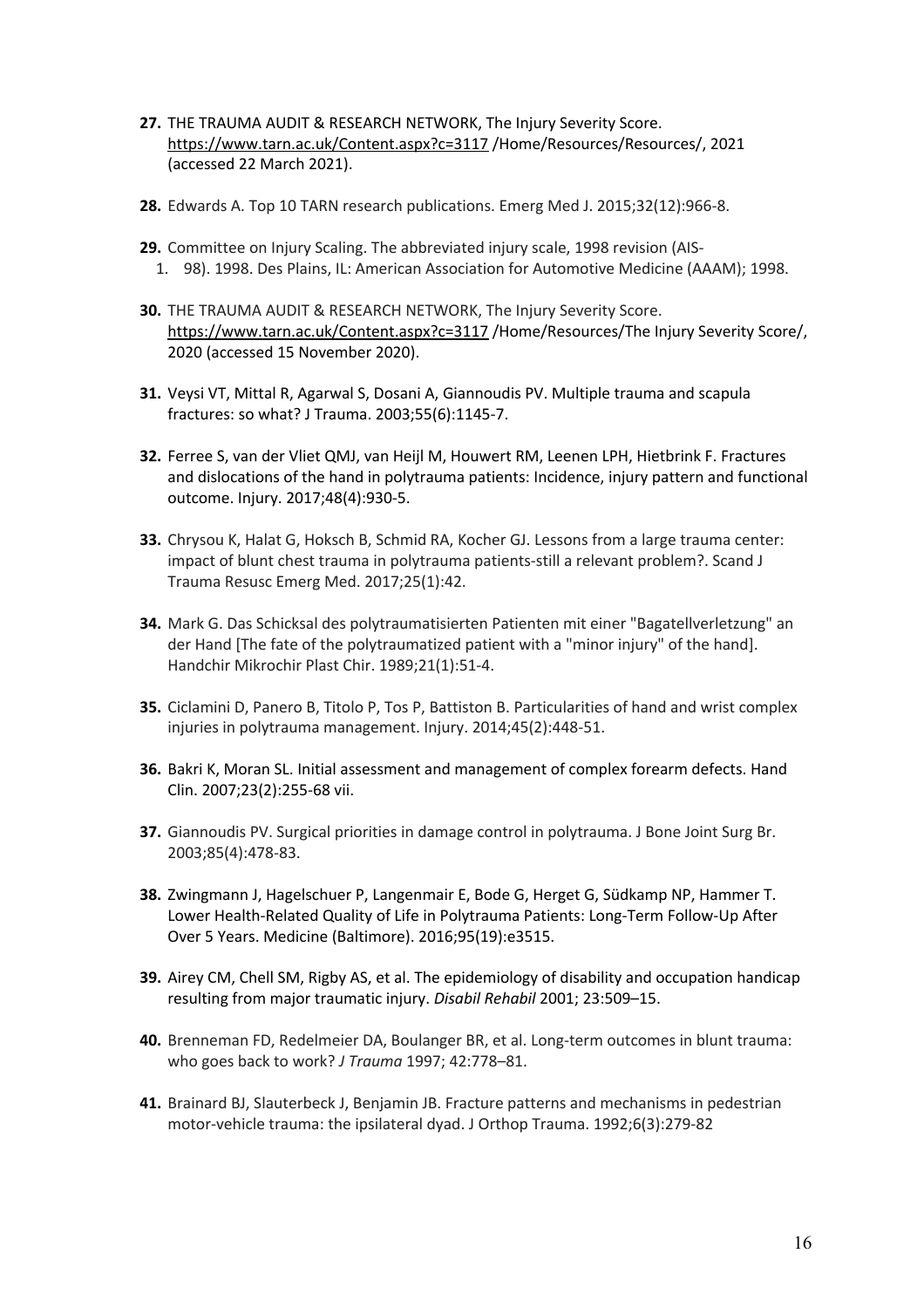**27.** THE TRAUMA AUDIT & RESEARCH NETWORK, The Injury Severity Score. https://www.tarn.ac.uk/Content.aspx?c=3117 /Home/Resources/Resources/, 2021 (accessed 22 March 2021).

**28.** Edwards A. Top 10 TARN research publications. Emerg Med J. 2015;32(12):966-8.

**29.** Committee on Injury Scaling. The abbreviated injury scale, 1998 revision (AIS-

1. 98). 1998. Des Plains, IL: American Association for Automotive Medicine (AAAM); 1998.

**30.** THE TRAUMA AUDIT & RESEARCH NETWORK, The Injury Severity Score. https://www.tarn.ac.uk/Content.aspx?c=3117 /Home/Resources/The Injury Severity Score/, 2020 (accessed 15 November 2020).

**31.** Veysi VT, Mittal R, Agarwal S, Dosani A, Giannoudis PV. Multiple trauma and scapula fractures: so what? J Trauma. 2003;55(6):1145-7.

**32.** Ferree S, van der Vliet QMJ, van Heijl M, Houwert RM, Leenen LPH, Hietbrink F. Fractures and dislocations of the hand in polytrauma patients: Incidence, injury pattern and functional outcome. Injury. 2017;48(4):930-5.

**33.** Chrysou K, Halat G, Hoksch B, Schmid RA, Kocher GJ. Lessons from a large trauma center: impact of blunt chest trauma in polytrauma patients-still a relevant problem?. Scand J Trauma Resusc Emerg Med. 2017;25(1):42.

**34.** Mark G. Das Schicksal des polytraumatisierten Patienten mit einer "Bagatellverletzung" an der Hand [The fate of the polytraumatized patient with a "minor injury" of the hand]. Handchir Mikrochir Plast Chir. 1989;21(1):51-4.

**35.** Ciclamini D, Panero B, Titolo P, Tos P, Battiston B. Particularities of hand and wrist complex injuries in polytrauma management. Injury. 2014;45(2):448-51.

**36.** Bakri K, Moran SL. Initial assessment and management of complex forearm defects. Hand Clin. 2007;23(2):255-68 vii.

**37.** Giannoudis PV. Surgical priorities in damage control in polytrauma. J Bone Joint Surg Br. 2003;85(4):478-83.

**38.** Zwingmann J, Hagelschuer P, Langenmair E, Bode G, Herget G, Südkamp NP, Hammer T. Lower Health-Related Quality of Life in Polytrauma Patients: Long-Term Follow-Up After Over 5 Years. Medicine (Baltimore). 2016;95(19):e3515.

**39.** Airey CM, Chell SM, Rigby AS, et al. The epidemiology of disability and occupation handicap resulting from major traumatic injury. *Disabil Rehabil* 2001; 23:509–15.

**40.** Brenneman FD, Redelmeier DA, Boulanger BR, et al. Long-term outcomes in blunt trauma: who goes back to work? *J Trauma* 1997; 42:778–81.

**41.** Brainard BJ, Slauterbeck J, Benjamin JB. Fracture patterns and mechanisms in pedestrian motor-vehicle trauma: the ipsilateral dyad. J Orthop Trauma. 1992;6(3):279-82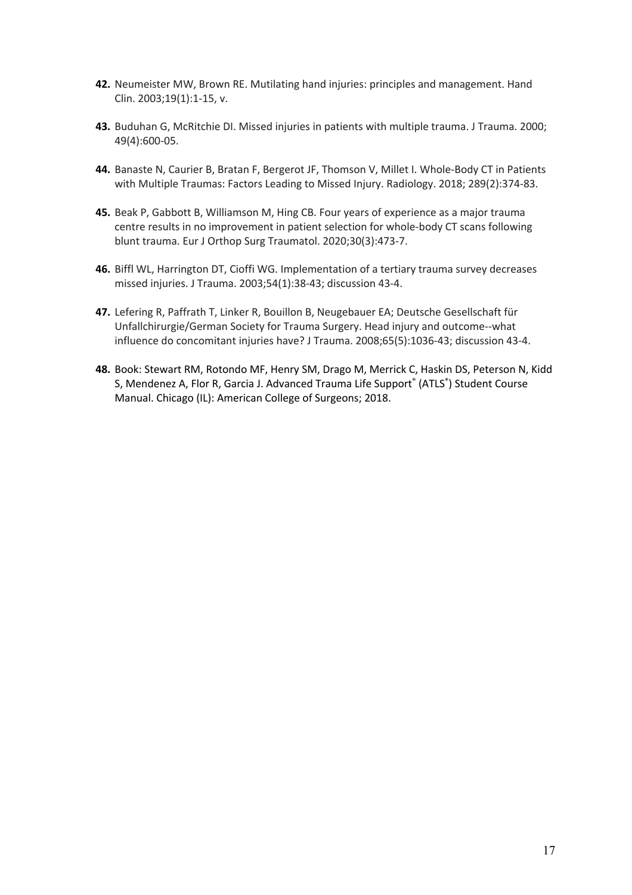**42.** Neumeister MW, Brown RE. Mutilating hand injuries: principles and management. Hand Clin. 2003;19(1):1-15, v.

**43.** Buduhan G, McRitchie DI. Missed injuries in patients with multiple trauma. J Trauma. 2000; 49(4):600-05.

**44.** Banaste N, Caurier B, Bratan F, Bergerot JF, Thomson V, Millet I. Whole-Body CT in Patients with Multiple Traumas: Factors Leading to Missed Injury. Radiology. 2018; 289(2):374-83.

**45.** Beak P, Gabbott B, Williamson M, Hing CB. Four years of experience as a major trauma centre results in no improvement in patient selection for whole-body CT scans following blunt trauma. Eur J Orthop Surg Traumatol. 2020;30(3):473-7.

**46.** Biffl WL, Harrington DT, Cioffi WG. Implementation of a tertiary trauma survey decreases missed injuries. J Trauma. 2003;54(1):38-43; discussion 43-4.

**47.** Lefering R, Paffrath T, Linker R, Bouillon B, Neugebauer EA; Deutsche Gesellschaft für Unfallchirurgie/German Society for Trauma Surgery. Head injury and outcome--what influence do concomitant injuries have? J Trauma. 2008;65(5):1036-43; discussion 43-4.

**48.** Book: Stewart RM, Rotondo MF, Henry SM, Drago M, Merrick C, Haskin DS, Peterson N, Kidd S, Mendenez A, Flor R, Garcia J. Advanced Trauma Life Support® (ATLS®) Student Course Manual. Chicago (IL): American College of Surgeons; 2018.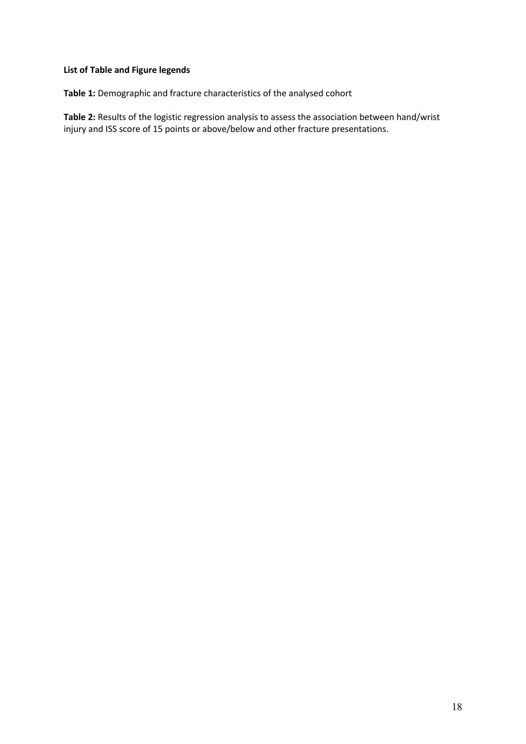**List of Table and Figure legends**

**Table 1:** Demographic and fracture characteristics of the analysed cohort

**Table 2:** Results of the logistic regression analysis to assess the association between hand/wrist injury and ISS score of 15 points or above/below and other fracture presentations.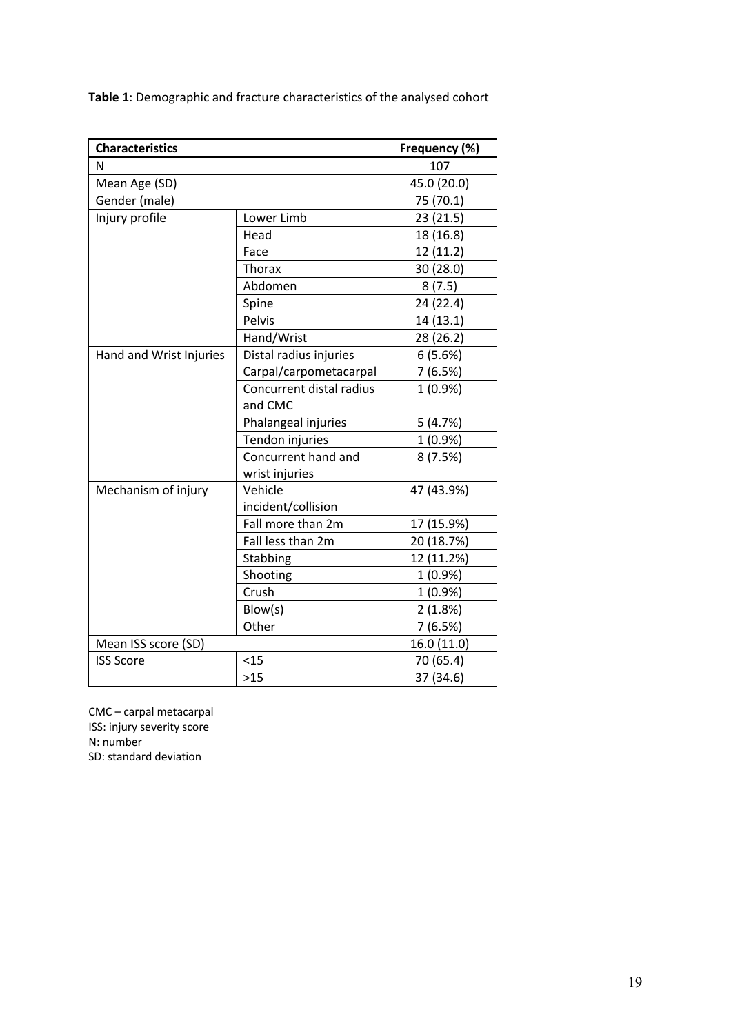**Table 1**: Demographic and fracture characteristics of the analysed cohort

| Characteristics | | Frequency (%) |
|---|---|---|
| N | | 107 |
| Mean Age (SD) | | 45.0 (20.0) |
| Gender (male) | | 75 (70.1) |
| Injury profile | Lower Limb | 23 (21.5) |
| | Head | 18 (16.8) |
| | Face | 12 (11.2) |
| | Thorax | 30 (28.0) |
| | Abdomen | 8 (7.5) |
| | Spine | 24 (22.4) |
| | Pelvis | 14 (13.1) |
| | Hand/Wrist | 28 (26.2) |
| Hand and Wrist Injuries | Distal radius injuries | 6 (5.6%) |
| | Carpal/carpometacarpal | 7 (6.5%) |
| | Concurrent distal radius and CMC | 1 (0.9%) |
| | Phalangeal injuries | 5 (4.7%) |
| | Tendon injuries | 1 (0.9%) |
| | Concurrent hand and wrist injuries | 8 (7.5%) |
| Mechanism of injury | Vehicle incident/collision | 47 (43.9%) |
| | Fall more than 2m | 17 (15.9%) |
| | Fall less than 2m | 20 (18.7%) |
| | Stabbing | 12 (11.2%) |
| | Shooting | 1 (0.9%) |
| | Crush | 1 (0.9%) |
| | Blow(s) | 2 (1.8%) |
| | Other | 7 (6.5%) |
| Mean ISS score (SD) | | 16.0 (11.0) |
| ISS Score | <15 | 70 (65.4) |
| | >15 | 37 (34.6) |

CMC – carpal metacarpal
ISS: injury severity score
N: number
SD: standard deviation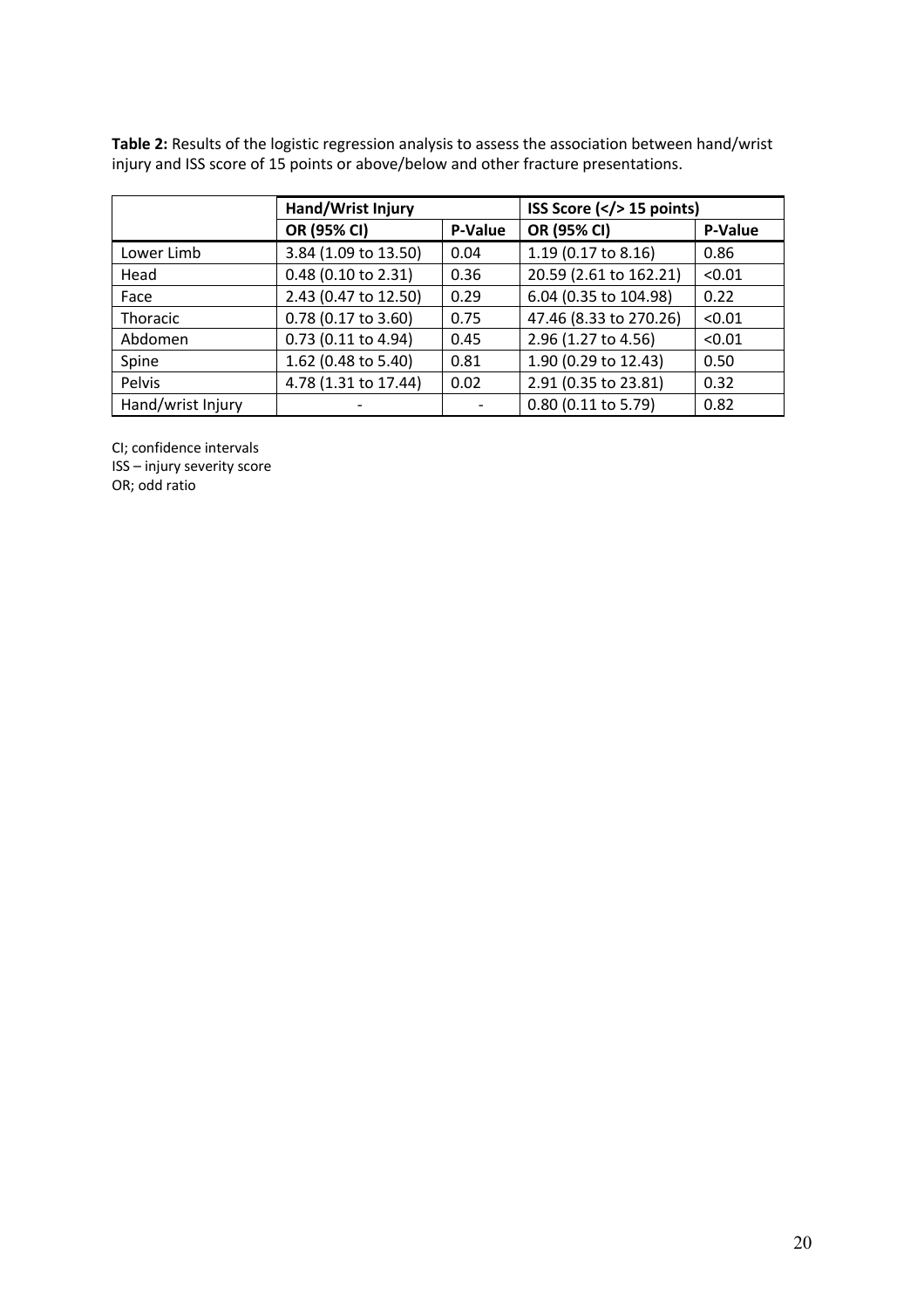**Table 2:** Results of the logistic regression analysis to assess the association between hand/wrist injury and ISS score of 15 points or above/below and other fracture presentations.

| | Hand/Wrist Injury | | ISS Score (</> 15 points) | |
|---|---|---|---|---|
| | **OR (95% CI)** | **P-Value** | **OR (95% CI)** | **P-Value** |
| Lower Limb | 3.84 (1.09 to 13.50) | 0.04 | 1.19 (0.17 to 8.16) | 0.86 |
| Head | 0.48 (0.10 to 2.31) | 0.36 | 20.59 (2.61 to 162.21) | <0.01 |
| Face | 2.43 (0.47 to 12.50) | 0.29 | 6.04 (0.35 to 104.98) | 0.22 |
| Thoracic | 0.78 (0.17 to 3.60) | 0.75 | 47.46 (8.33 to 270.26) | <0.01 |
| Abdomen | 0.73 (0.11 to 4.94) | 0.45 | 2.96 (1.27 to 4.56) | <0.01 |
| Spine | 1.62 (0.48 to 5.40) | 0.81 | 1.90 (0.29 to 12.43) | 0.50 |
| Pelvis | 4.78 (1.31 to 17.44) | 0.02 | 2.91 (0.35 to 23.81) | 0.32 |
| Hand/wrist Injury | - | - | 0.80 (0.11 to 5.79) | 0.82 |

CI; confidence intervals
ISS – injury severity score
OR; odd ratio